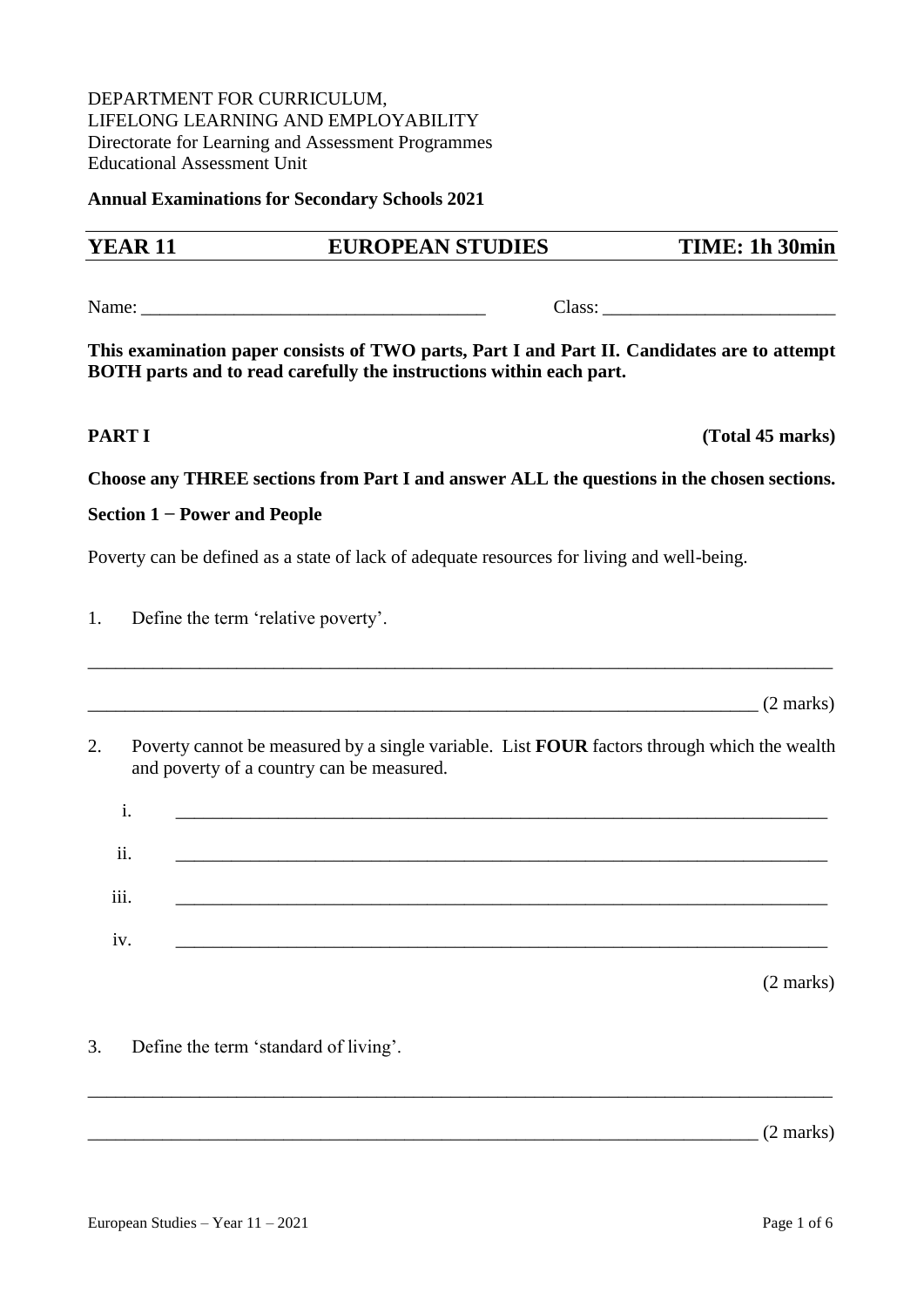DEPARTMENT FOR CURRICULUM,
LIFELONG LEARNING AND EMPLOYABILITY
Directorate for Learning and Assessment Programmes
Educational Assessment Unit

**Annual Examinations for Secondary Schools 2021**

| **YEAR 11** | **EUROPEAN STUDIES** | **TIME: 1h 30min** |
|---|---|---|

Name: ____________________________________ Class: ________________________

**This examination paper consists of TWO parts, Part I and Part II. Candidates are to attempt BOTH parts and to read carefully the instructions within each part.**

## PART I (Total 45 marks)

**Choose any THREE sections from Part I and answer ALL the questions in the chosen sections.**

### Section 1 − Power and People

Poverty can be defined as a state of lack of adequate resources for living and well-being.

1. Define the term 'relative poverty'.

________________________________________________________________________________

________________________________________________________________________ (2 marks)

2. Poverty cannot be measured by a single variable. List **FOUR** factors through which the wealth and poverty of a country can be measured.

   i. ________________________________________________________________________

   ii. ________________________________________________________________________

   iii. ________________________________________________________________________

   iv. ________________________________________________________________________

(2 marks)

3. Define the term 'standard of living'.

________________________________________________________________________________

________________________________________________________________________ (2 marks)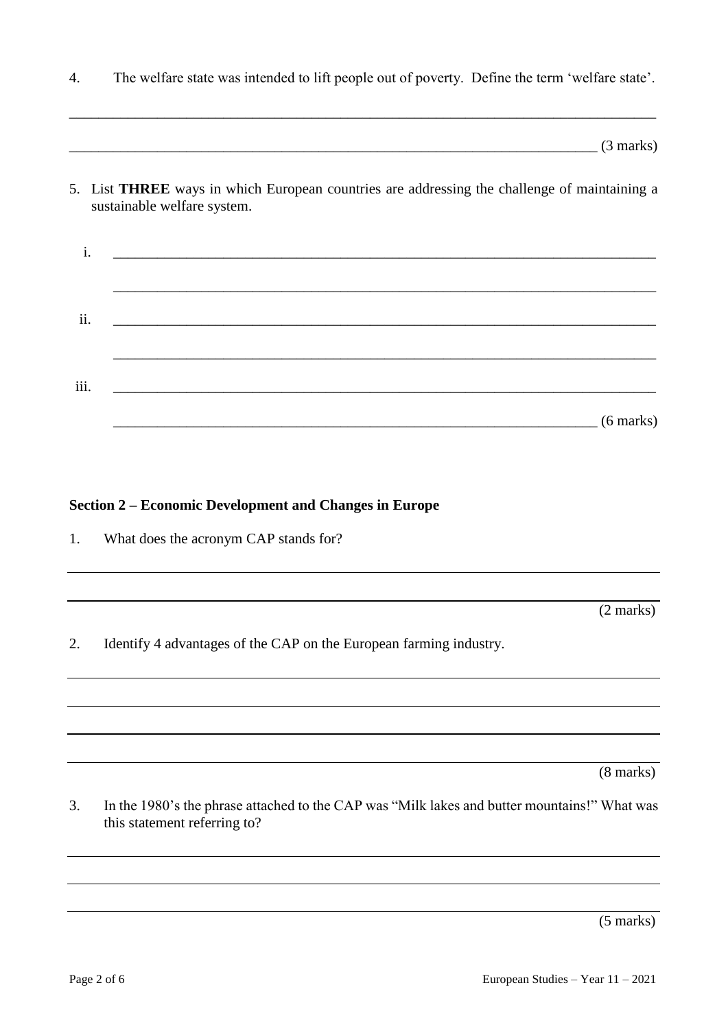4. The welfare state was intended to lift people out of poverty. Define the term 'welfare state'.

______________________________________________________________________________

______________________________________________________________________ (3 marks)

5. List **THREE** ways in which European countries are addressing the challenge of maintaining a sustainable welfare system.

   i. ________________________________________________________________________

   ________________________________________________________________________

   ii. ________________________________________________________________________

   ________________________________________________________________________

   iii. ________________________________________________________________________

   __________________________________________________________________ (6 marks)

**Section 2 – Economic Development and Changes in Europe**

1. What does the acronym CAP stands for?

______________________________________________________________________________

______________________________________________________________________________

(2 marks)

2. Identify 4 advantages of the CAP on the European farming industry.

______________________________________________________________________________

______________________________________________________________________________

______________________________________________________________________________

______________________________________________________________________________

(8 marks)

3. In the 1980's the phrase attached to the CAP was "Milk lakes and butter mountains!" What was this statement referring to?

______________________________________________________________________________

______________________________________________________________________________

______________________________________________________________________________

(5 marks)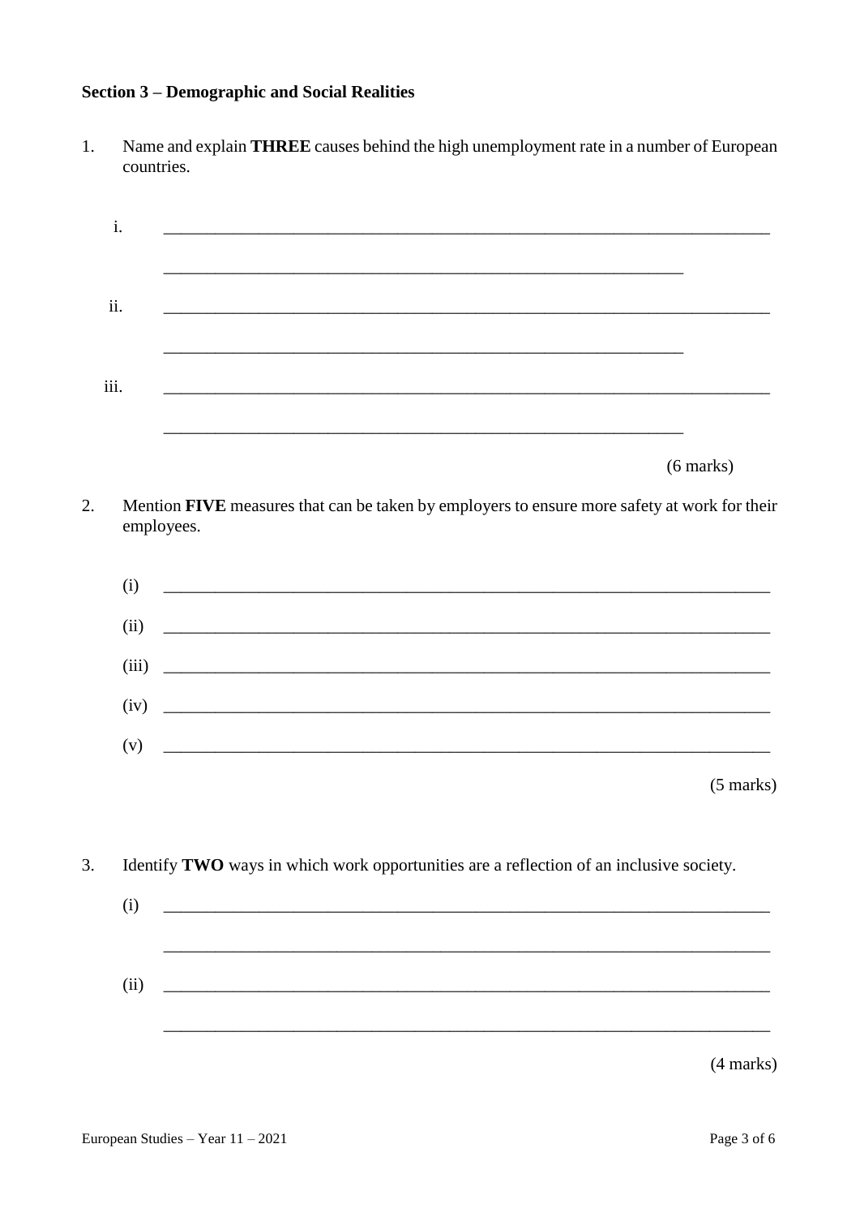**Section 3 – Demographic and Social Realities**

1. Name and explain **THREE** causes behind the high unemployment rate in a number of European countries.

   i. ______________________________________________________________________

   ______________________________________________________________

   ii. ______________________________________________________________________

   ______________________________________________________________

   iii. ______________________________________________________________________

   ______________________________________________________________

   (6 marks)

2. Mention **FIVE** measures that can be taken by employers to ensure more safety at work for their employees.

   (i) ______________________________________________________________________

   (ii) ______________________________________________________________________

   (iii) ______________________________________________________________________

   (iv) ______________________________________________________________________

   (v) ______________________________________________________________________

   (5 marks)

3. Identify **TWO** ways in which work opportunities are a reflection of an inclusive society.

   (i) ______________________________________________________________________

   ______________________________________________________________________

   (ii) ______________________________________________________________________

   ______________________________________________________________________

   (4 marks)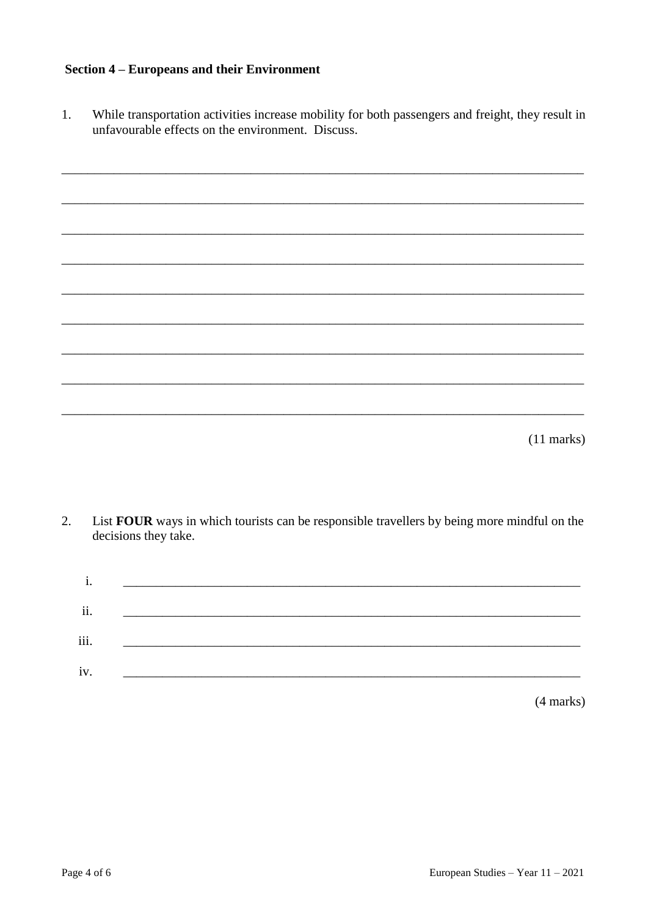**Section 4 – Europeans and their Environment**

1. While transportation activities increase mobility for both passengers and freight, they result in unfavourable effects on the environment. Discuss.

______________________________________________________________________________

______________________________________________________________________________

______________________________________________________________________________

______________________________________________________________________________

______________________________________________________________________________

______________________________________________________________________________

______________________________________________________________________________

______________________________________________________________________________

______________________________________________________________________________

(11 marks)

2. List **FOUR** ways in which tourists can be responsible travellers by being more mindful on the decisions they take.

i. ______________________________________________________________________

ii. ______________________________________________________________________

iii. ______________________________________________________________________

iv. ______________________________________________________________________

(4 marks)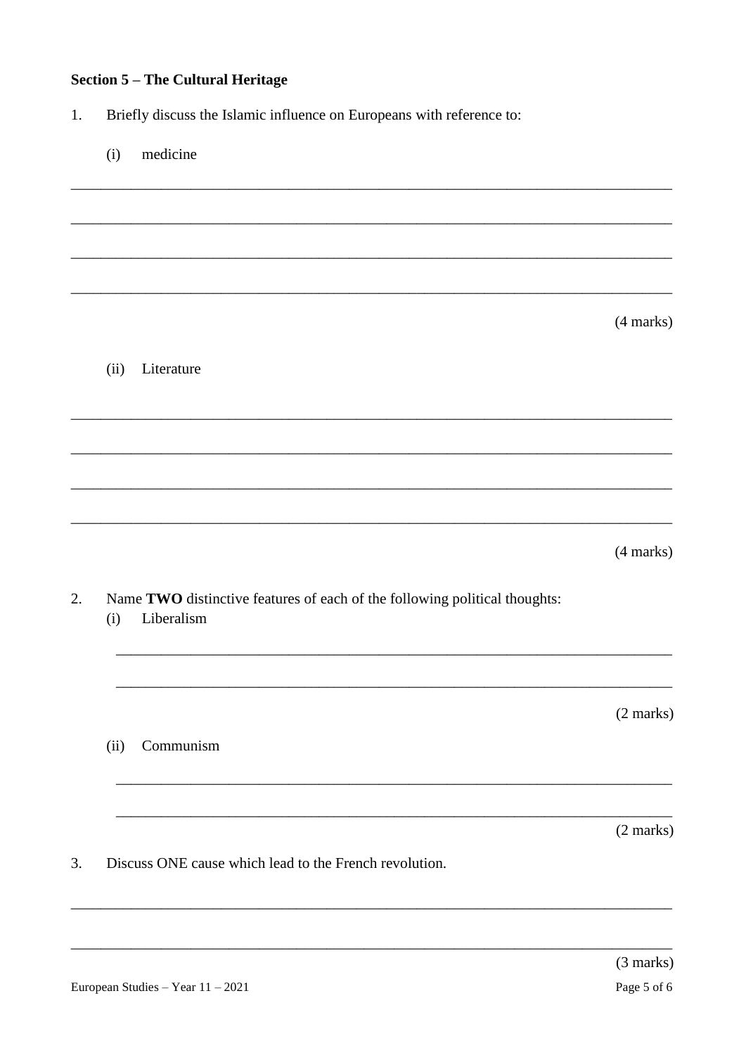**Section 5 – The Cultural Heritage**

1. Briefly discuss the Islamic influence on Europeans with reference to:

   (i) medicine

________________________________________________________________________________

________________________________________________________________________________

________________________________________________________________________________

________________________________________________________________________________

(4 marks)

   (ii) Literature

________________________________________________________________________________

________________________________________________________________________________

________________________________________________________________________________

________________________________________________________________________________

(4 marks)

2. Name **TWO** distinctive features of each of the following political thoughts:

   (i) Liberalism

   ________________________________________________________________________

   ________________________________________________________________________

(2 marks)

   (ii) Communism

   ________________________________________________________________________

   ________________________________________________________________________

(2 marks)

3. Discuss ONE cause which lead to the French revolution.

________________________________________________________________________________

________________________________________________________________________________

(3 marks)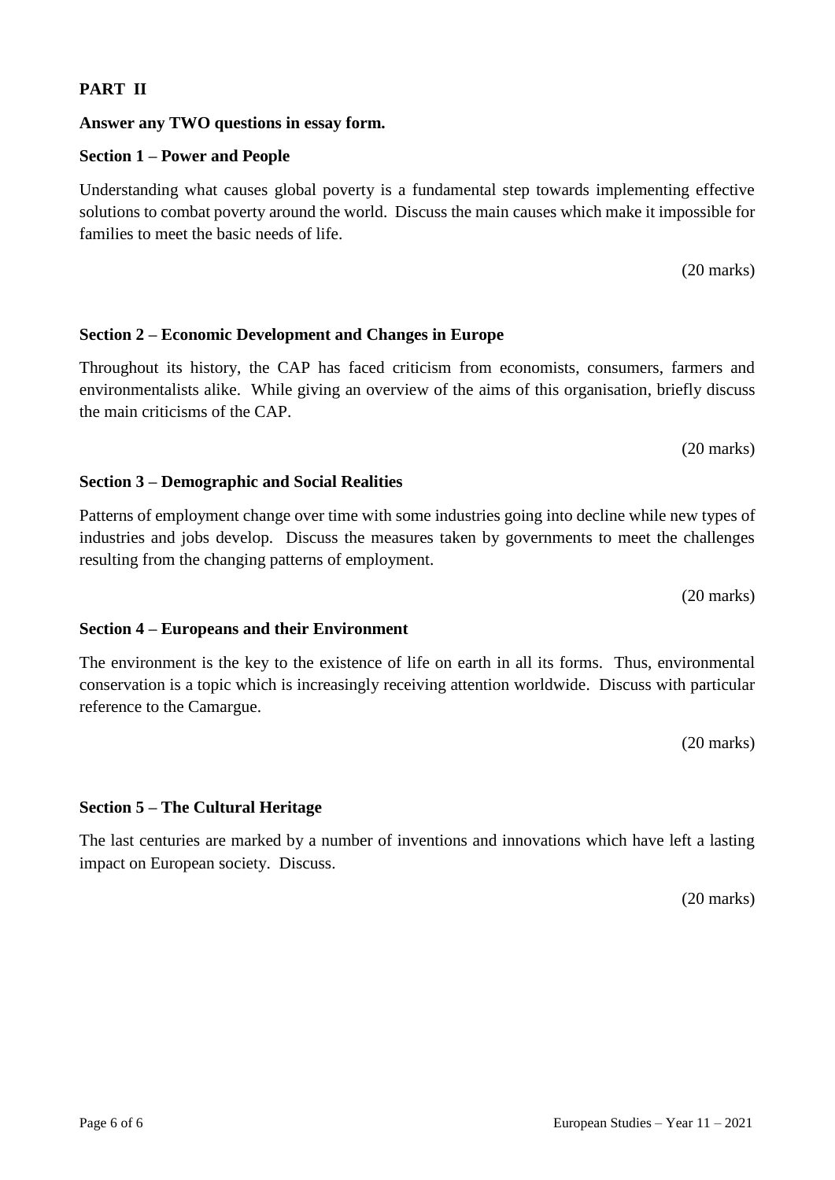## PART II

**Answer any TWO questions in essay form.**

### Section 1 – Power and People

Understanding what causes global poverty is a fundamental step towards implementing effective solutions to combat poverty around the world. Discuss the main causes which make it impossible for families to meet the basic needs of life.

(20 marks)

### Section 2 – Economic Development and Changes in Europe

Throughout its history, the CAP has faced criticism from economists, consumers, farmers and environmentalists alike. While giving an overview of the aims of this organisation, briefly discuss the main criticisms of the CAP.

(20 marks)

### Section 3 – Demographic and Social Realities

Patterns of employment change over time with some industries going into decline while new types of industries and jobs develop. Discuss the measures taken by governments to meet the challenges resulting from the changing patterns of employment.

(20 marks)

### Section 4 – Europeans and their Environment

The environment is the key to the existence of life on earth in all its forms. Thus, environmental conservation is a topic which is increasingly receiving attention worldwide. Discuss with particular reference to the Camargue.

(20 marks)

### Section 5 – The Cultural Heritage

The last centuries are marked by a number of inventions and innovations which have left a lasting impact on European society. Discuss.

(20 marks)